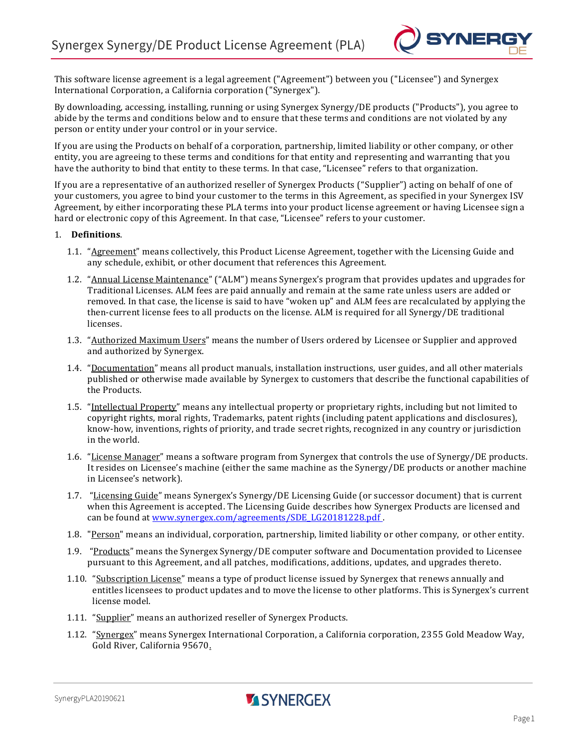# Synergex Synergy/DE Product License Agreement (PLA)

This software license agreement is a legal agreement ("Agreement") between you ("Licensee") and Synergex International Corporation, a California corporation ("Synergex").

By downloading, accessing, installing, running or using Synergex Synergy/DE products ("Products"), you agree to abide by the terms and conditions below and to ensure that these terms and conditions are not violated by any person or entity under your control or in your service.

If you are using the Products on behalf of a corporation, partnership, limited liability or other company, or other entity, you are agreeing to these terms and conditions for that entity and representing and warranting that you have the authority to bind that entity to these terms. In that case, "Licensee" refers to that organization.

If you are a representative of an authorized reseller of Synergex Products ("Supplier") acting on behalf of one of your customers, you agree to bind your customer to the terms in this Agreement, as specified in your Synergex ISV Agreement, by either incorporating these PLA terms into your product license agreement or having Licensee sign a hard or electronic copy of this Agreement. In that case, "Licensee" refers to your customer.

1. **Definitions**.

   1.1. "Agreement" means collectively, this Product License Agreement, together with the Licensing Guide and any schedule, exhibit, or other document that references this Agreement.

   1.2. "Annual License Maintenance" ("ALM") means Synergex's program that provides updates and upgrades for Traditional Licenses. ALM fees are paid annually and remain at the same rate unless users are added or removed. In that case, the license is said to have "woken up" and ALM fees are recalculated by applying the then-current license fees to all products on the license. ALM is required for all Synergy/DE traditional licenses.

   1.3. "Authorized Maximum Users" means the number of Users ordered by Licensee or Supplier and approved and authorized by Synergex.

   1.4. "Documentation" means all product manuals, installation instructions, user guides, and all other materials published or otherwise made available by Synergex to customers that describe the functional capabilities of the Products.

   1.5. "Intellectual Property" means any intellectual property or proprietary rights, including but not limited to copyright rights, moral rights, Trademarks, patent rights (including patent applications and disclosures), know-how, inventions, rights of priority, and trade secret rights, recognized in any country or jurisdiction in the world.

   1.6. "License Manager" means a software program from Synergex that controls the use of Synergy/DE products. It resides on Licensee's machine (either the same machine as the Synergy/DE products or another machine in Licensee's network).

   1.7. "Licensing Guide" means Synergex's Synergy/DE Licensing Guide (or successor document) that is current when this Agreement is accepted. The Licensing Guide describes how Synergex Products are licensed and can be found at www.synergex.com/agreements/SDE_LG20181228.pdf.

   1.8. "Person" means an individual, corporation, partnership, limited liability or other company, or other entity.

   1.9. "Products" means the Synergex Synergy/DE computer software and Documentation provided to Licensee pursuant to this Agreement, and all patches, modifications, additions, updates, and upgrades thereto.

   1.10. "Subscription License" means a type of product license issued by Synergex that renews annually and entitles licensees to product updates and to move the license to other platforms. This is Synergex's current license model.

   1.11. "Supplier" means an authorized reseller of Synergex Products.

   1.12. "Synergex" means Synergex International Corporation, a California corporation, 2355 Gold Meadow Way, Gold River, California 95670.

SynergyPLA20190621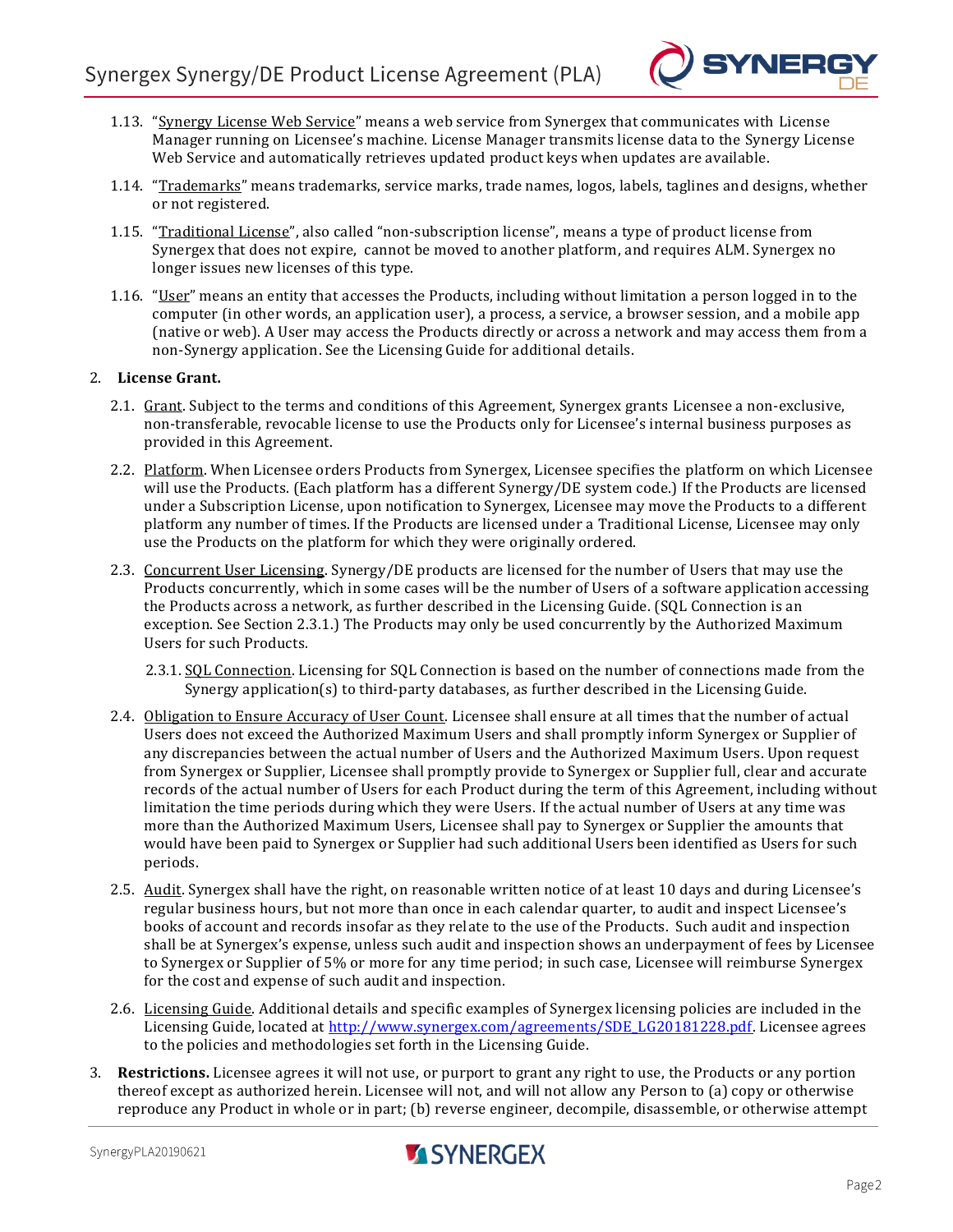1.13. "Synergy License Web Service" means a web service from Synergex that communicates with License Manager running on Licensee's machine. License Manager transmits license data to the Synergy License Web Service and automatically retrieves updated product keys when updates are available.

1.14. "Trademarks" means trademarks, service marks, trade names, logos, labels, taglines and designs, whether or not registered.

1.15. "Traditional License", also called "non-subscription license", means a type of product license from Synergex that does not expire, cannot be moved to another platform, and requires ALM. Synergex no longer issues new licenses of this type.

1.16. "User" means an entity that accesses the Products, including without limitation a person logged in to the computer (in other words, an application user), a process, a service, a browser session, and a mobile app (native or web). A User may access the Products directly or across a network and may access them from a non-Synergy application. See the Licensing Guide for additional details.

2. **License Grant.**

2.1. Grant. Subject to the terms and conditions of this Agreement, Synergex grants Licensee a non-exclusive, non-transferable, revocable license to use the Products only for Licensee's internal business purposes as provided in this Agreement.

2.2. Platform. When Licensee orders Products from Synergex, Licensee specifies the platform on which Licensee will use the Products. (Each platform has a different Synergy/DE system code.) If the Products are licensed under a Subscription License, upon notification to Synergex, Licensee may move the Products to a different platform any number of times. If the Products are licensed under a Traditional License, Licensee may only use the Products on the platform for which they were originally ordered.

2.3. Concurrent User Licensing. Synergy/DE products are licensed for the number of Users that may use the Products concurrently, which in some cases will be the number of Users of a software application accessing the Products across a network, as further described in the Licensing Guide. (SQL Connection is an exception. See Section 2.3.1.) The Products may only be used concurrently by the Authorized Maximum Users for such Products.

2.3.1. SQL Connection. Licensing for SQL Connection is based on the number of connections made from the Synergy application(s) to third-party databases, as further described in the Licensing Guide.

2.4. Obligation to Ensure Accuracy of User Count. Licensee shall ensure at all times that the number of actual Users does not exceed the Authorized Maximum Users and shall promptly inform Synergex or Supplier of any discrepancies between the actual number of Users and the Authorized Maximum Users. Upon request from Synergex or Supplier, Licensee shall promptly provide to Synergex or Supplier full, clear and accurate records of the actual number of Users for each Product during the term of this Agreement, including without limitation the time periods during which they were Users. If the actual number of Users at any time was more than the Authorized Maximum Users, Licensee shall pay to Synergex or Supplier the amounts that would have been paid to Synergex or Supplier had such additional Users been identified as Users for such periods.

2.5. Audit. Synergex shall have the right, on reasonable written notice of at least 10 days and during Licensee's regular business hours, but not more than once in each calendar quarter, to audit and inspect Licensee's books of account and records insofar as they relate to the use of the Products. Such audit and inspection shall be at Synergex's expense, unless such audit and inspection shows an underpayment of fees by Licensee to Synergex or Supplier of 5% or more for any time period; in such case, Licensee will reimburse Synergex for the cost and expense of such audit and inspection.

2.6. Licensing Guide. Additional details and specific examples of Synergex licensing policies are included in the Licensing Guide, located at http://www.synergex.com/agreements/SDE_LG20181228.pdf. Licensee agrees to the policies and methodologies set forth in the Licensing Guide.

3. **Restrictions.** Licensee agrees it will not use, or purport to grant any right to use, the Products or any portion thereof except as authorized herein. Licensee will not, and will not allow any Person to (a) copy or otherwise reproduce any Product in whole or in part; (b) reverse engineer, decompile, disassemble, or otherwise attempt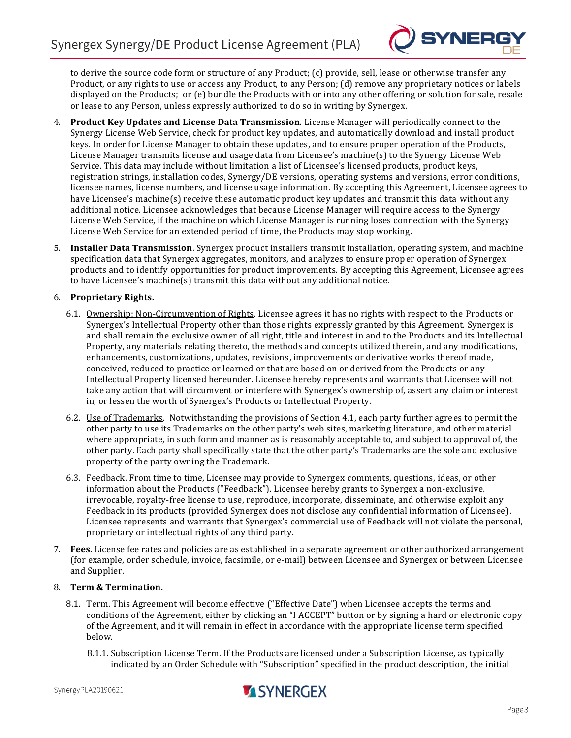to derive the source code form or structure of any Product; (c) provide, sell, lease or otherwise transfer any Product, or any rights to use or access any Product, to any Person; (d) remove any proprietary notices or labels displayed on the Products; or (e) bundle the Products with or into any other offering or solution for sale, resale or lease to any Person, unless expressly authorized to do so in writing by Synergex.

4. **Product Key Updates and License Data Transmission**. License Manager will periodically connect to the Synergy License Web Service, check for product key updates, and automatically download and install product keys. In order for License Manager to obtain these updates, and to ensure proper operation of the Products, License Manager transmits license and usage data from Licensee's machine(s) to the Synergy License Web Service. This data may include without limitation a list of Licensee's licensed products, product keys, registration strings, installation codes, Synergy/DE versions, operating systems and versions, error conditions, licensee names, license numbers, and license usage information. By accepting this Agreement, Licensee agrees to have Licensee's machine(s) receive these automatic product key updates and transmit this data without any additional notice. Licensee acknowledges that because License Manager will require access to the Synergy License Web Service, if the machine on which License Manager is running loses connection with the Synergy License Web Service for an extended period of time, the Products may stop working.

5. **Installer Data Transmission**. Synergex product installers transmit installation, operating system, and machine specification data that Synergex aggregates, monitors, and analyzes to ensure proper operation of Synergex products and to identify opportunities for product improvements. By accepting this Agreement, Licensee agrees to have Licensee's machine(s) transmit this data without any additional notice.

6. **Proprietary Rights.**

   6.1. Ownership; Non-Circumvention of Rights. Licensee agrees it has no rights with respect to the Products or Synergex's Intellectual Property other than those rights expressly granted by this Agreement. Synergex is and shall remain the exclusive owner of all right, title and interest in and to the Products and its Intellectual Property, any materials relating thereto, the methods and concepts utilized therein, and any modifications, enhancements, customizations, updates, revisions, improvements or derivative works thereof made, conceived, reduced to practice or learned or that are based on or derived from the Products or any Intellectual Property licensed hereunder. Licensee hereby represents and warrants that Licensee will not take any action that will circumvent or interfere with Synergex's ownership of, assert any claim or interest in, or lessen the worth of Synergex's Products or Intellectual Property.

   6.2. Use of Trademarks. Notwithstanding the provisions of Section 4.1, each party further agrees to permit the other party to use its Trademarks on the other party's web sites, marketing literature, and other material where appropriate, in such form and manner as is reasonably acceptable to, and subject to approval of, the other party. Each party shall specifically state that the other party's Trademarks are the sole and exclusive property of the party owning the Trademark.

   6.3. Feedback. From time to time, Licensee may provide to Synergex comments, questions, ideas, or other information about the Products ("Feedback"). Licensee hereby grants to Synergex a non-exclusive, irrevocable, royalty-free license to use, reproduce, incorporate, disseminate, and otherwise exploit any Feedback in its products (provided Synergex does not disclose any confidential information of Licensee). Licensee represents and warrants that Synergex's commercial use of Feedback will not violate the personal, proprietary or intellectual rights of any third party.

7. **Fees.** License fee rates and policies are as established in a separate agreement or other authorized arrangement (for example, order schedule, invoice, facsimile, or e-mail) between Licensee and Synergex or between Licensee and Supplier.

8. **Term & Termination.**

   8.1. Term. This Agreement will become effective ("Effective Date") when Licensee accepts the terms and conditions of the Agreement, either by clicking an "I ACCEPT" button or by signing a hard or electronic copy of the Agreement, and it will remain in effect in accordance with the appropriate license term specified below.

      8.1.1. Subscription License Term. If the Products are licensed under a Subscription License, as typically indicated by an Order Schedule with "Subscription" specified in the product description, the initial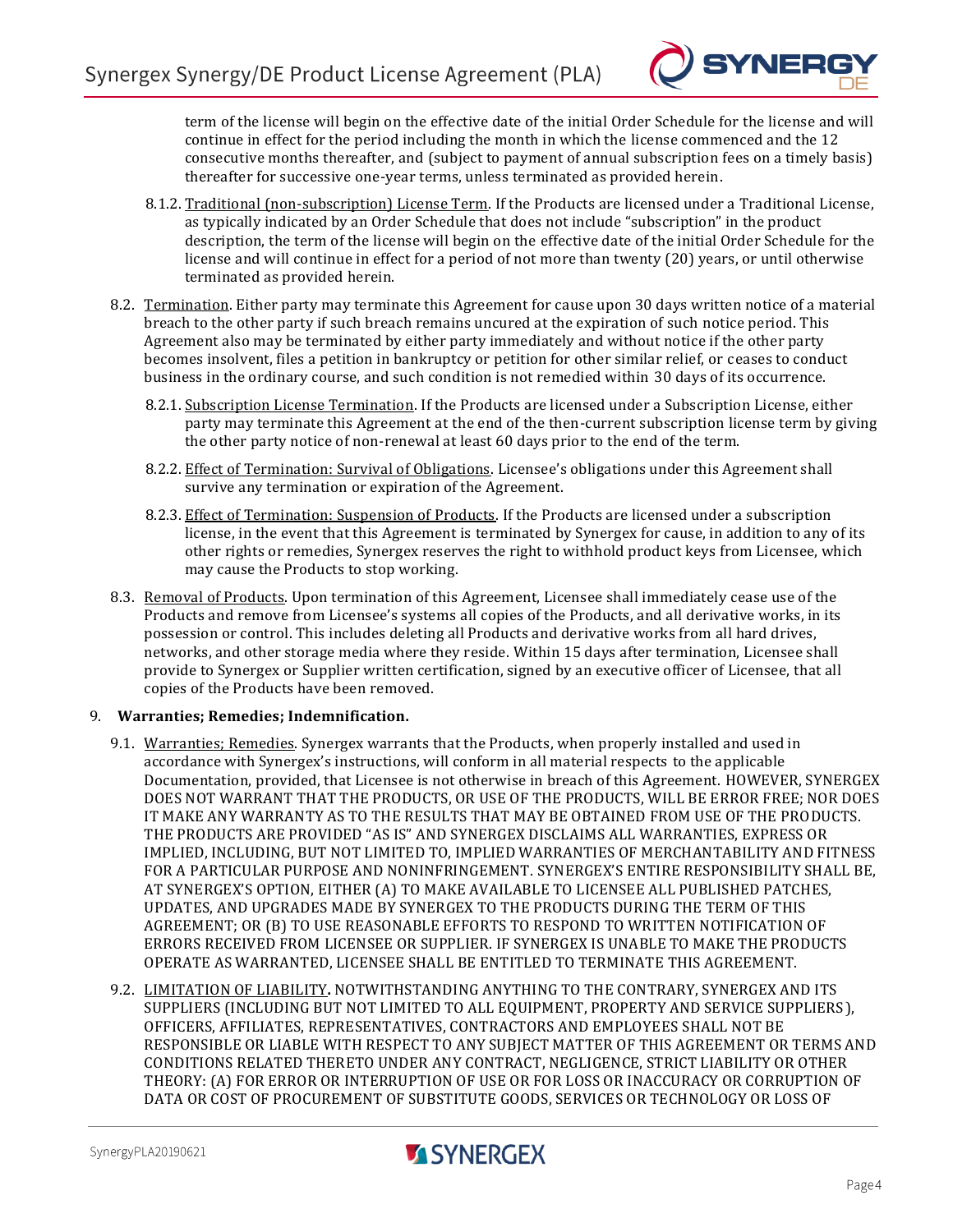term of the license will begin on the effective date of the initial Order Schedule for the license and will continue in effect for the period including the month in which the license commenced and the 12 consecutive months thereafter, and (subject to payment of annual subscription fees on a timely basis) thereafter for successive one-year terms, unless terminated as provided herein.

8.1.2. Traditional (non-subscription) License Term. If the Products are licensed under a Traditional License, as typically indicated by an Order Schedule that does not include "subscription" in the product description, the term of the license will begin on the effective date of the initial Order Schedule for the license and will continue in effect for a period of not more than twenty (20) years, or until otherwise terminated as provided herein.

8.2. Termination. Either party may terminate this Agreement for cause upon 30 days written notice of a material breach to the other party if such breach remains uncured at the expiration of such notice period. This Agreement also may be terminated by either party immediately and without notice if the other party becomes insolvent, files a petition in bankruptcy or petition for other similar relief, or ceases to conduct business in the ordinary course, and such condition is not remedied within 30 days of its occurrence.

8.2.1. Subscription License Termination. If the Products are licensed under a Subscription License, either party may terminate this Agreement at the end of the then-current subscription license term by giving the other party notice of non-renewal at least 60 days prior to the end of the term.

8.2.2. Effect of Termination: Survival of Obligations. Licensee's obligations under this Agreement shall survive any termination or expiration of the Agreement.

8.2.3. Effect of Termination: Suspension of Products. If the Products are licensed under a subscription license, in the event that this Agreement is terminated by Synergex for cause, in addition to any of its other rights or remedies, Synergex reserves the right to withhold product keys from Licensee, which may cause the Products to stop working.

8.3. Removal of Products. Upon termination of this Agreement, Licensee shall immediately cease use of the Products and remove from Licensee's systems all copies of the Products, and all derivative works, in its possession or control. This includes deleting all Products and derivative works from all hard drives, networks, and other storage media where they reside. Within 15 days after termination, Licensee shall provide to Synergex or Supplier written certification, signed by an executive officer of Licensee, that all copies of the Products have been removed.

9. **Warranties; Remedies; Indemnification.**

9.1. Warranties; Remedies. Synergex warrants that the Products, when properly installed and used in accordance with Synergex's instructions, will conform in all material respects to the applicable Documentation, provided, that Licensee is not otherwise in breach of this Agreement. HOWEVER, SYNERGEX DOES NOT WARRANT THAT THE PRODUCTS, OR USE OF THE PRODUCTS, WILL BE ERROR FREE; NOR DOES IT MAKE ANY WARRANTY AS TO THE RESULTS THAT MAY BE OBTAINED FROM USE OF THE PRODUCTS. THE PRODUCTS ARE PROVIDED "AS IS" AND SYNERGEX DISCLAIMS ALL WARRANTIES, EXPRESS OR IMPLIED, INCLUDING, BUT NOT LIMITED TO, IMPLIED WARRANTIES OF MERCHANTABILITY AND FITNESS FOR A PARTICULAR PURPOSE AND NONINFRINGEMENT. SYNERGEX'S ENTIRE RESPONSIBILITY SHALL BE, AT SYNERGEX'S OPTION, EITHER (A) TO MAKE AVAILABLE TO LICENSEE ALL PUBLISHED PATCHES, UPDATES, AND UPGRADES MADE BY SYNERGEX TO THE PRODUCTS DURING THE TERM OF THIS AGREEMENT; OR (B) TO USE REASONABLE EFFORTS TO RESPOND TO WRITTEN NOTIFICATION OF ERRORS RECEIVED FROM LICENSEE OR SUPPLIER. IF SYNERGEX IS UNABLE TO MAKE THE PRODUCTS OPERATE AS WARRANTED, LICENSEE SHALL BE ENTITLED TO TERMINATE THIS AGREEMENT.

9.2. LIMITATION OF LIABILITY**.** NOTWITHSTANDING ANYTHING TO THE CONTRARY, SYNERGEX AND ITS SUPPLIERS (INCLUDING BUT NOT LIMITED TO ALL EQUIPMENT, PROPERTY AND SERVICE SUPPLIERS), OFFICERS, AFFILIATES, REPRESENTATIVES, CONTRACTORS AND EMPLOYEES SHALL NOT BE RESPONSIBLE OR LIABLE WITH RESPECT TO ANY SUBJECT MATTER OF THIS AGREEMENT OR TERMS AND CONDITIONS RELATED THERETO UNDER ANY CONTRACT, NEGLIGENCE, STRICT LIABILITY OR OTHER THEORY: (A) FOR ERROR OR INTERRUPTION OF USE OR FOR LOSS OR INACCURACY OR CORRUPTION OF DATA OR COST OF PROCUREMENT OF SUBSTITUTE GOODS, SERVICES OR TECHNOLOGY OR LOSS OF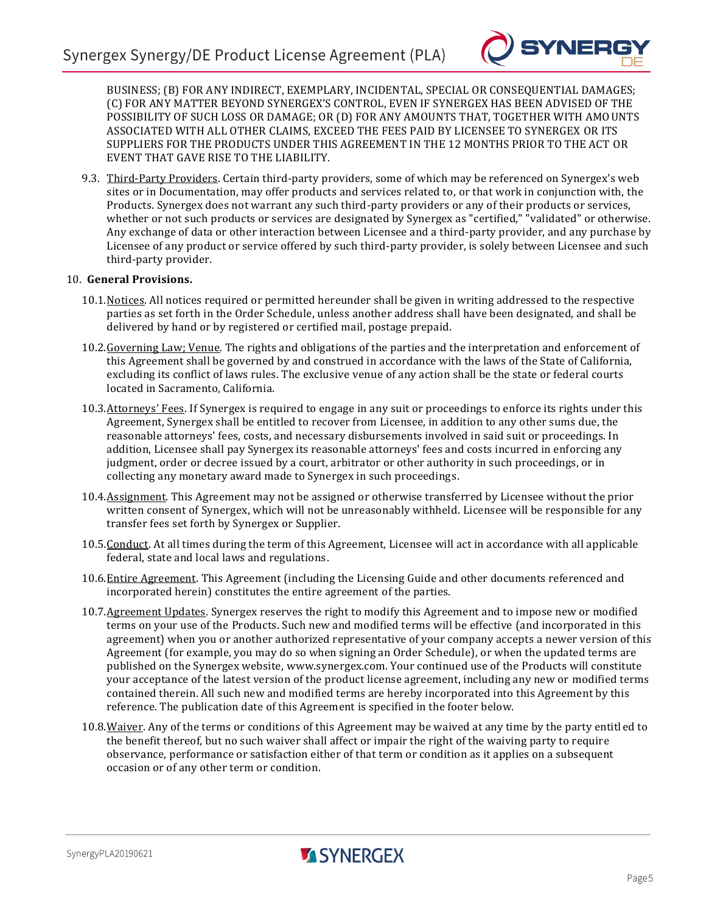BUSINESS; (B) FOR ANY INDIRECT, EXEMPLARY, INCIDENTAL, SPECIAL OR CONSEQUENTIAL DAMAGES; (C) FOR ANY MATTER BEYOND SYNERGEX'S CONTROL, EVEN IF SYNERGEX HAS BEEN ADVISED OF THE POSSIBILITY OF SUCH LOSS OR DAMAGE; OR (D) FOR ANY AMOUNTS THAT, TOGETHER WITH AMOUNTS ASSOCIATED WITH ALL OTHER CLAIMS, EXCEED THE FEES PAID BY LICENSEE TO SYNERGEX OR ITS SUPPLIERS FOR THE PRODUCTS UNDER THIS AGREEMENT IN THE 12 MONTHS PRIOR TO THE ACT OR EVENT THAT GAVE RISE TO THE LIABILITY.

9.3. Third-Party Providers. Certain third-party providers, some of which may be referenced on Synergex's web sites or in Documentation, may offer products and services related to, or that work in conjunction with, the Products. Synergex does not warrant any such third-party providers or any of their products or services, whether or not such products or services are designated by Synergex as "certified," "validated" or otherwise. Any exchange of data or other interaction between Licensee and a third-party provider, and any purchase by Licensee of any product or service offered by such third-party provider, is solely between Licensee and such third-party provider.

10. **General Provisions.**

10.1. Notices. All notices required or permitted hereunder shall be given in writing addressed to the respective parties as set forth in the Order Schedule, unless another address shall have been designated, and shall be delivered by hand or by registered or certified mail, postage prepaid.

10.2. Governing Law; Venue. The rights and obligations of the parties and the interpretation and enforcement of this Agreement shall be governed by and construed in accordance with the laws of the State of California, excluding its conflict of laws rules. The exclusive venue of any action shall be the state or federal courts located in Sacramento, California.

10.3. Attorneys' Fees. If Synergex is required to engage in any suit or proceedings to enforce its rights under this Agreement, Synergex shall be entitled to recover from Licensee, in addition to any other sums due, the reasonable attorneys' fees, costs, and necessary disbursements involved in said suit or proceedings. In addition, Licensee shall pay Synergex its reasonable attorneys' fees and costs incurred in enforcing any judgment, order or decree issued by a court, arbitrator or other authority in such proceedings, or in collecting any monetary award made to Synergex in such proceedings.

10.4. Assignment. This Agreement may not be assigned or otherwise transferred by Licensee without the prior written consent of Synergex, which will not be unreasonably withheld. Licensee will be responsible for any transfer fees set forth by Synergex or Supplier.

10.5. Conduct. At all times during the term of this Agreement, Licensee will act in accordance with all applicable federal, state and local laws and regulations.

10.6. Entire Agreement. This Agreement (including the Licensing Guide and other documents referenced and incorporated herein) constitutes the entire agreement of the parties.

10.7. Agreement Updates. Synergex reserves the right to modify this Agreement and to impose new or modified terms on your use of the Products. Such new and modified terms will be effective (and incorporated in this agreement) when you or another authorized representative of your company accepts a newer version of this Agreement (for example, you may do so when signing an Order Schedule), or when the updated terms are published on the Synergex website, www.synergex.com. Your continued use of the Products will constitute your acceptance of the latest version of the product license agreement, including any new or modified terms contained therein. All such new and modified terms are hereby incorporated into this Agreement by this reference. The publication date of this Agreement is specified in the footer below.

10.8. Waiver. Any of the terms or conditions of this Agreement may be waived at any time by the party entitled to the benefit thereof, but no such waiver shall affect or impair the right of the waiving party to require observance, performance or satisfaction either of that term or condition as it applies on a subsequent occasion or of any other term or condition.

SynergyPLA20190621